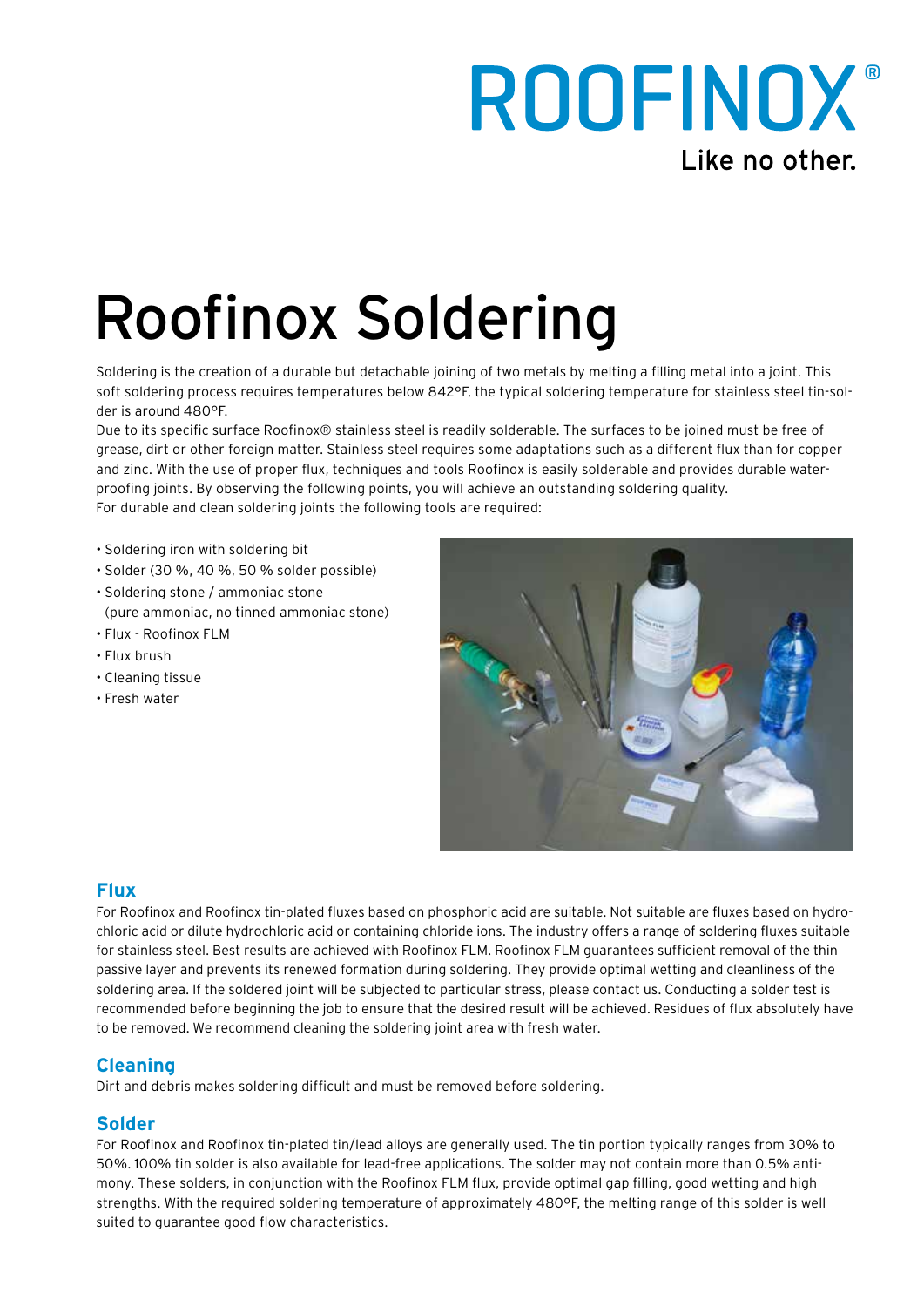ROOFINOX®

Like no other.

# Roofinox Soldering

Soldering is the creation of a durable but detachable joining of two metals by melting a filling metal into a joint. This soft soldering process requires temperatures below 842°F, the typical soldering temperature for stainless steel tin-solder is around 480°F.

Due to its specific surface Roofinox® stainless steel is readily solderable. The surfaces to be joined must be free of grease, dirt or other foreign matter. Stainless steel requires some adaptations such as a different flux than for copper and zinc. With the use of proper flux, techniques and tools Roofinox is easily solderable and provides durable waterproofing joints. By observing the following points, you will achieve an outstanding soldering quality.

For durable and clean soldering joints the following tools are required:

- Soldering iron with soldering bit
- Solder (30 %, 40 %, 50 % solder possible)
- Soldering stone / ammoniac stone (pure ammoniac, no tinned ammoniac stone)
- Flux - Roofinox FLM
- Flux brush
- Cleaning tissue
- Fresh water

## Flux

For Roofinox and Roofinox tin-plated fluxes based on phosphoric acid are suitable. Not suitable are fluxes based on hydrochloric acid or dilute hydrochloric acid or containing chloride ions. The industry offers a range of soldering fluxes suitable for stainless steel. Best results are achieved with Roofinox FLM. Roofinox FLM guarantees sufficient removal of the thin passive layer and prevents its renewed formation during soldering. They provide optimal wetting and cleanliness of the soldering area. If the soldered joint will be subjected to particular stress, please contact us. Conducting a solder test is recommended before beginning the job to ensure that the desired result will be achieved. Residues of flux absolutely have to be removed. We recommend cleaning the soldering joint area with fresh water.

## Cleaning

Dirt and debris makes soldering difficult and must be removed before soldering.

## Solder

For Roofinox and Roofinox tin-plated tin/lead alloys are generally used. The tin portion typically ranges from 30% to 50%. 100% tin solder is also available for lead-free applications. The solder may not contain more than 0.5% antimony. These solders, in conjunction with the Roofinox FLM flux, provide optimal gap filling, good wetting and high strengths. With the required soldering temperature of approximately 480°F, the melting range of this solder is well suited to guarantee good flow characteristics.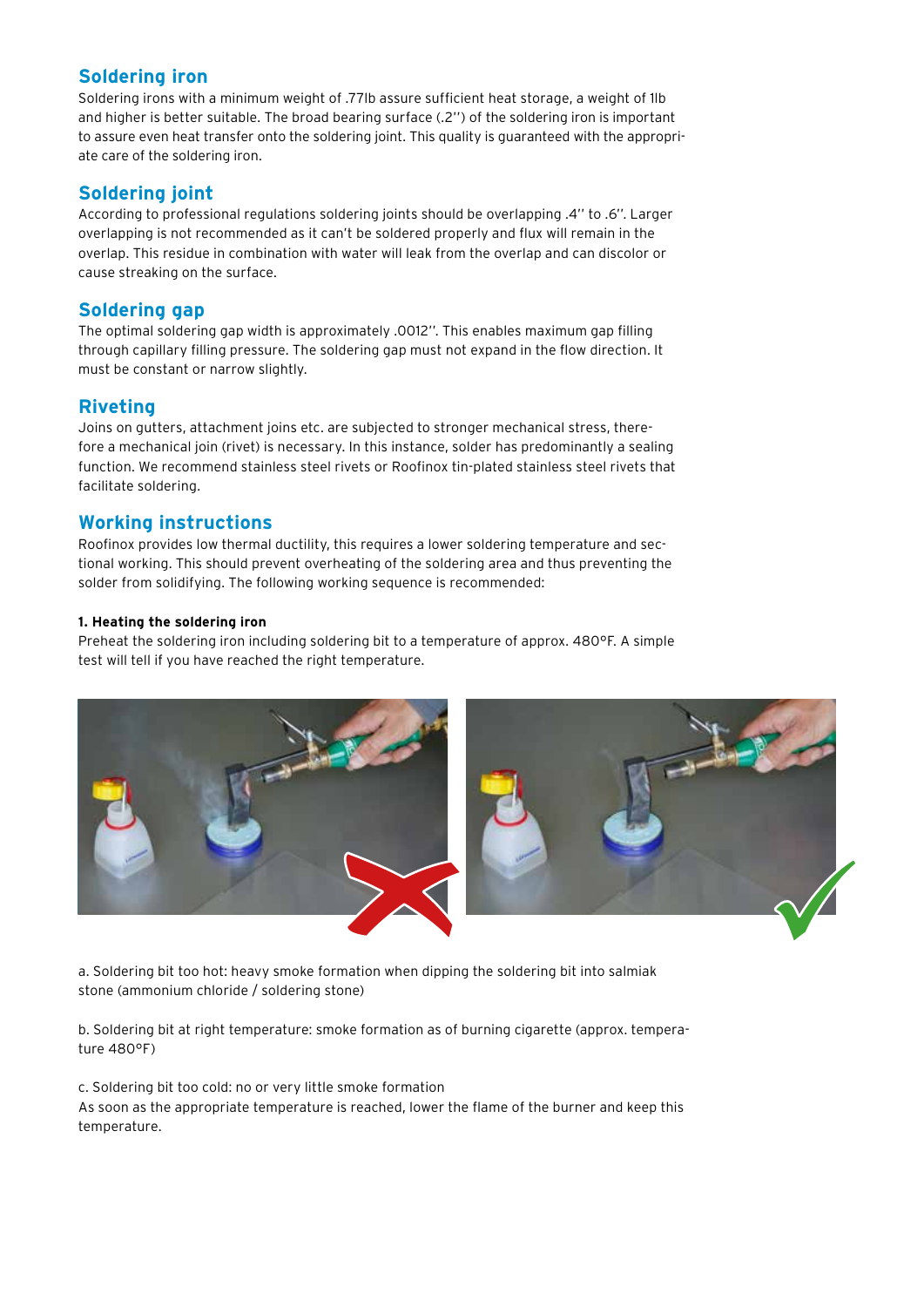## Soldering iron

Soldering irons with a minimum weight of .77lb assure sufficient heat storage, a weight of 1lb and higher is better suitable. The broad bearing surface (.2'') of the soldering iron is important to assure even heat transfer onto the soldering joint. This quality is guaranteed with the appropriate care of the soldering iron.

## Soldering joint

According to professional regulations soldering joints should be overlapping .4'' to .6''. Larger overlapping is not recommended as it can't be soldered properly and flux will remain in the overlap. This residue in combination with water will leak from the overlap and can discolor or cause streaking on the surface.

## Soldering gap

The optimal soldering gap width is approximately .0012''. This enables maximum gap filling through capillary filling pressure. The soldering gap must not expand in the flow direction. It must be constant or narrow slightly.

## Riveting

Joins on gutters, attachment joins etc. are subjected to stronger mechanical stress, therefore a mechanical join (rivet) is necessary. In this instance, solder has predominantly a sealing function. We recommend stainless steel rivets or Roofinox tin-plated stainless steel rivets that facilitate soldering.

## Working instructions

Roofinox provides low thermal ductility, this requires a lower soldering temperature and sectional working. This should prevent overheating of the soldering area and thus preventing the solder from solidifying. The following working sequence is recommended:

**1. Heating the soldering iron**

Preheat the soldering iron including soldering bit to a temperature of approx. 480°F. A simple test will tell if you have reached the right temperature.

a. Soldering bit too hot: heavy smoke formation when dipping the soldering bit into salmiak stone (ammonium chloride / soldering stone)

b. Soldering bit at right temperature: smoke formation as of burning cigarette (approx. temperature 480°F)

c. Soldering bit too cold: no or very little smoke formation

As soon as the appropriate temperature is reached, lower the flame of the burner and keep this temperature.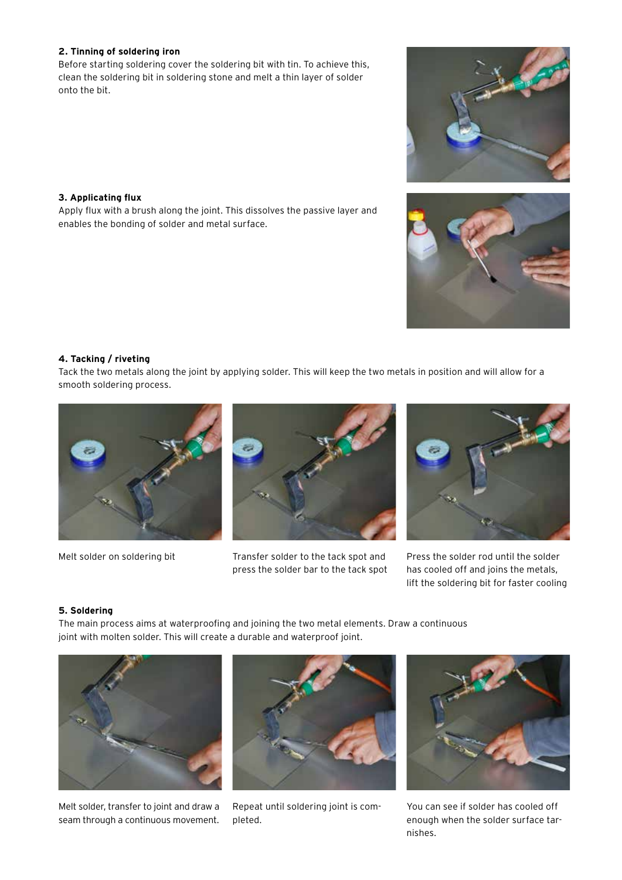### 2. Tinning of soldering iron

Before starting soldering cover the soldering bit with tin. To achieve this, clean the soldering bit in soldering stone and melt a thin layer of solder onto the bit.

### 3. Applicating flux

Apply flux with a brush along the joint. This dissolves the passive layer and enables the bonding of solder and metal surface.

### 4. Tacking / riveting

Tack the two metals along the joint by applying solder. This will keep the two metals in position and will allow for a smooth soldering process.

Melt solder on soldering bit

Transfer solder to the tack spot and press the solder bar to the tack spot

Press the solder rod until the solder has cooled off and joins the metals, lift the soldering bit for faster cooling

### 5. Soldering

The main process aims at waterproofing and joining the two metal elements. Draw a continuous joint with molten solder. This will create a durable and waterproof joint.

Melt solder, transfer to joint and draw a seam through a continuous movement.

Repeat until soldering joint is completed.

You can see if solder has cooled off enough when the solder surface tarnishes.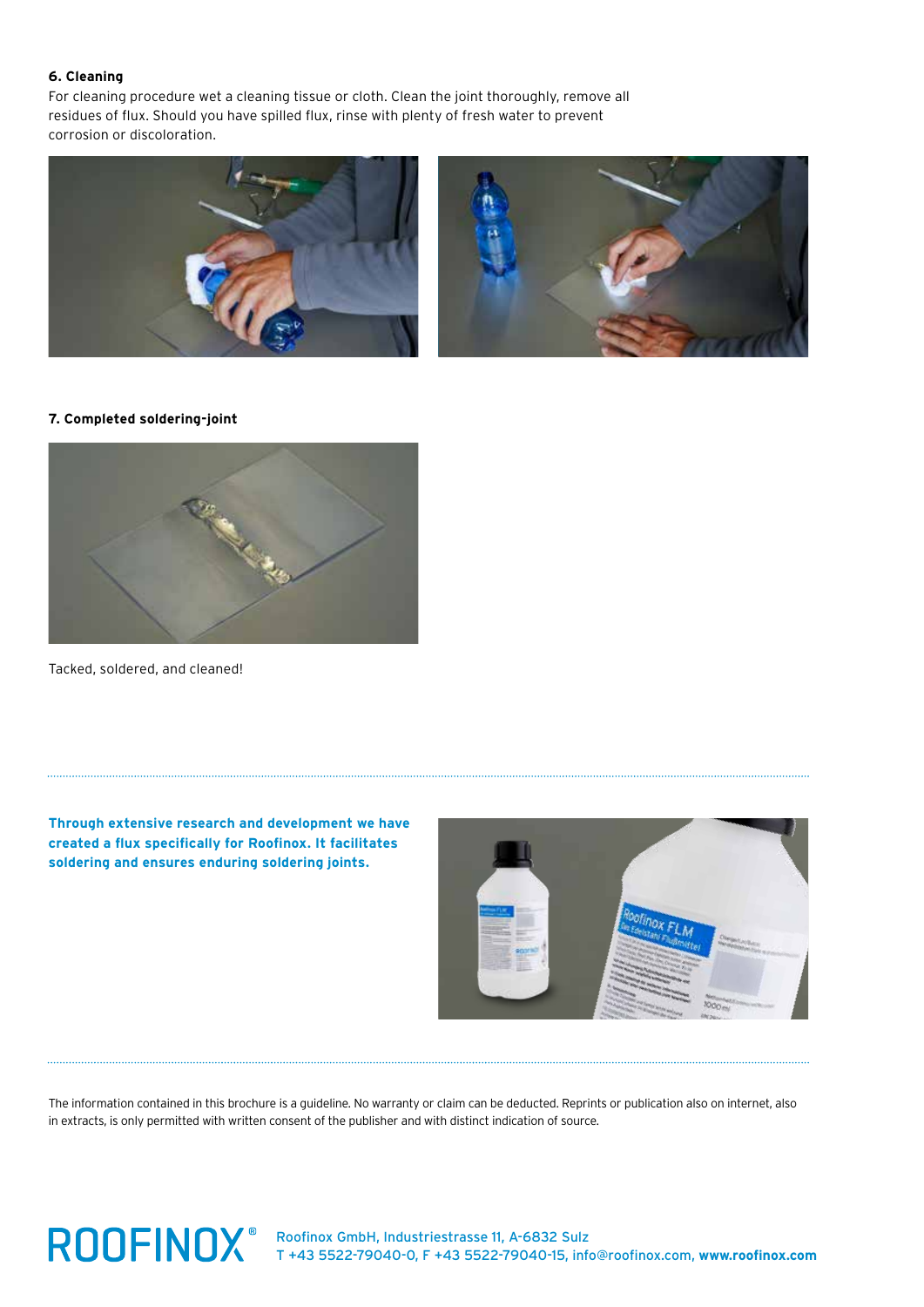**6. Cleaning**

For cleaning procedure wet a cleaning tissue or cloth. Clean the joint thoroughly, remove all residues of flux. Should you have spilled flux, rinse with plenty of fresh water to prevent corrosion or discoloration.

**7. Completed soldering-joint**

Tacked, soldered, and cleaned!

**Through extensive research and development we have created a flux specifically for Roofinox. It facilitates soldering and ensures enduring soldering joints.**

The information contained in this brochure is a guideline. No warranty or claim can be deducted. Reprints or publication also on internet, also in extracts, is only permitted with written consent of the publisher and with distinct indication of source.

ROOFINOX®

Roofinox GmbH, Industriestrasse 11, A-6832 Sulz
T +43 5522-79040-0, F +43 5522-79040-15, info@roofinox.com, **www.roofinox.com**